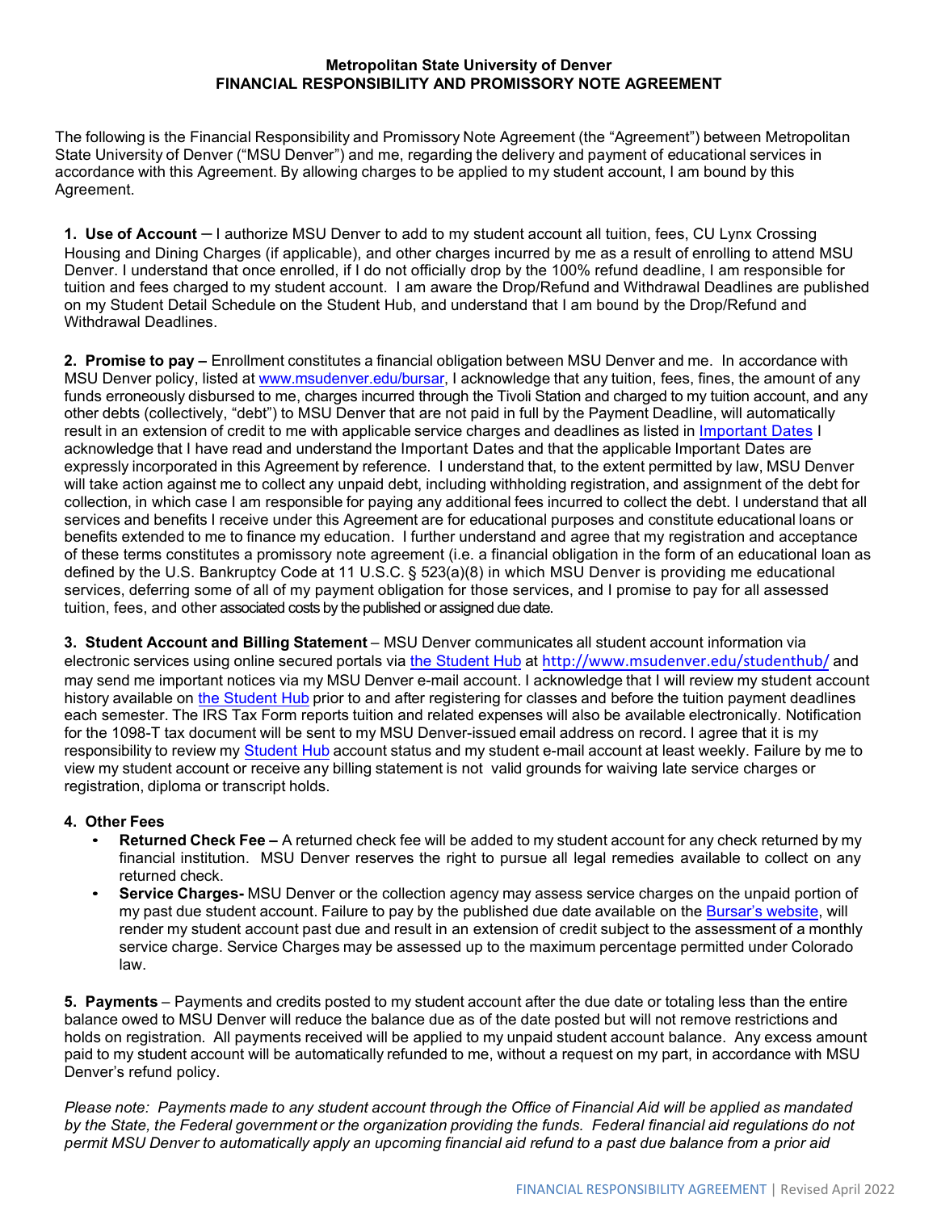**Metropolitan State University of Denver**
**FINANCIAL RESPONSIBILITY AND PROMISSORY NOTE AGREEMENT**

The following is the Financial Responsibility and Promissory Note Agreement (the "Agreement") between Metropolitan State University of Denver ("MSU Denver") and me, regarding the delivery and payment of educational services in accordance with this Agreement. By allowing charges to be applied to my student account, I am bound by this Agreement.

**1. Use of Account** – I authorize MSU Denver to add to my student account all tuition, fees, CU Lynx Crossing Housing and Dining Charges (if applicable), and other charges incurred by me as a result of enrolling to attend MSU Denver. I understand that once enrolled, if I do not officially drop by the 100% refund deadline, I am responsible for tuition and fees charged to my student account. I am aware the Drop/Refund and Withdrawal Deadlines are published on my Student Detail Schedule on the Student Hub, and understand that I am bound by the Drop/Refund and Withdrawal Deadlines.

**2. Promise to pay –** Enrollment constitutes a financial obligation between MSU Denver and me. In accordance with MSU Denver policy, listed at www.msudenver.edu/bursar, I acknowledge that any tuition, fees, fines, the amount of any funds erroneously disbursed to me, charges incurred through the Tivoli Station and charged to my tuition account, and any other debts (collectively, "debt") to MSU Denver that are not paid in full by the Payment Deadline, will automatically result in an extension of credit to me with applicable service charges and deadlines as listed in Important Dates I acknowledge that I have read and understand the Important Dates and that the applicable Important Dates are expressly incorporated in this Agreement by reference. I understand that, to the extent permitted by law, MSU Denver will take action against me to collect any unpaid debt, including withholding registration, and assignment of the debt for collection, in which case I am responsible for paying any additional fees incurred to collect the debt. I understand that all services and benefits I receive under this Agreement are for educational purposes and constitute educational loans or benefits extended to me to finance my education. I further understand and agree that my registration and acceptance of these terms constitutes a promissory note agreement (i.e. a financial obligation in the form of an educational loan as defined by the U.S. Bankruptcy Code at 11 U.S.C. § 523(a)(8) in which MSU Denver is providing me educational services, deferring some of all of my payment obligation for those services, and I promise to pay for all assessed tuition, fees, and other associated costs by the published or assigned due date.

**3. Student Account and Billing Statement** – MSU Denver communicates all student account information via electronic services using online secured portals via the Student Hub at http://www.msudenver.edu/studenthub/ and may send me important notices via my MSU Denver e-mail account. I acknowledge that I will review my student account history available on the Student Hub prior to and after registering for classes and before the tuition payment deadlines each semester. The IRS Tax Form reports tuition and related expenses will also be available electronically. Notification for the 1098-T tax document will be sent to my MSU Denver-issued email address on record. I agree that it is my responsibility to review my Student Hub account status and my student e-mail account at least weekly. Failure by me to view my student account or receive any billing statement is not valid grounds for waiving late service charges or registration, diploma or transcript holds.

**4. Other Fees**

- **Returned Check Fee –** A returned check fee will be added to my student account for any check returned by my financial institution. MSU Denver reserves the right to pursue all legal remedies available to collect on any returned check.
- **Service Charges-** MSU Denver or the collection agency may assess service charges on the unpaid portion of my past due student account. Failure to pay by the published due date available on the Bursar's website, will render my student account past due and result in an extension of credit subject to the assessment of a monthly service charge. Service Charges may be assessed up to the maximum percentage permitted under Colorado law.

**5. Payments** – Payments and credits posted to my student account after the due date or totaling less than the entire balance owed to MSU Denver will reduce the balance due as of the date posted but will not remove restrictions and holds on registration. All payments received will be applied to my unpaid student account balance. Any excess amount paid to my student account will be automatically refunded to me, without a request on my part, in accordance with MSU Denver's refund policy.

*Please note: Payments made to any student account through the Office of Financial Aid will be applied as mandated by the State, the Federal government or the organization providing the funds. Federal financial aid regulations do not permit MSU Denver to automatically apply an upcoming financial aid refund to a past due balance from a prior aid*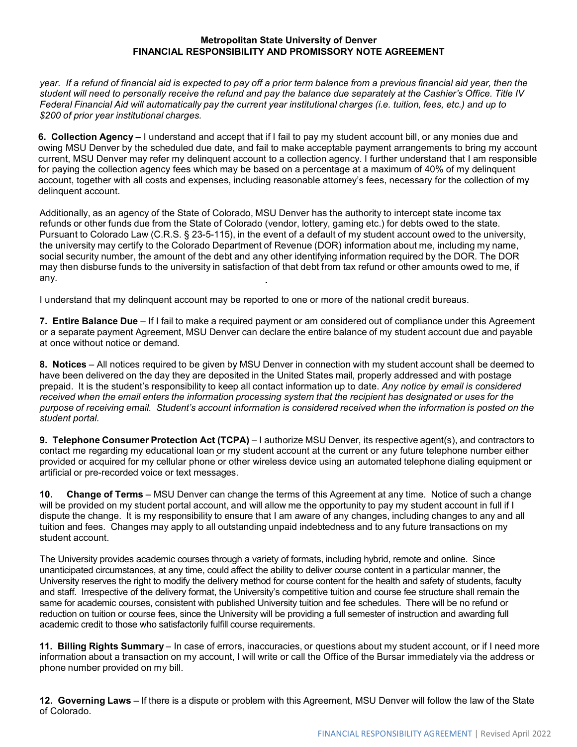year. *If a refund of financial aid is expected to pay off a prior term balance from a previous financial aid year, then the student will need to personally receive the refund and pay the balance due separately at the Cashier's Office. Title IV Federal Financial Aid will automatically pay the current year institutional charges (i.e. tuition, fees, etc.) and up to $200 of prior year institutional charges.*

**6. Collection Agency –** I understand and accept that if I fail to pay my student account bill, or any monies due and owing MSU Denver by the scheduled due date, and fail to make acceptable payment arrangements to bring my account current, MSU Denver may refer my delinquent account to a collection agency. I further understand that I am responsible for paying the collection agency fees which may be based on a percentage at a maximum of 40% of my delinquent account, together with all costs and expenses, including reasonable attorney's fees, necessary for the collection of my delinquent account.

Additionally, as an agency of the State of Colorado, MSU Denver has the authority to intercept state income tax refunds or other funds due from the State of Colorado (vendor, lottery, gaming etc.) for debts owed to the state. Pursuant to Colorado Law (C.R.S. § 23-5-115), in the event of a default of my student account owed to the university, the university may certify to the Colorado Department of Revenue (DOR) information about me, including my name, social security number, the amount of the debt and any other identifying information required by the DOR. The DOR may then disburse funds to the university in satisfaction of that debt from tax refund or other amounts owed to me, if any.

I understand that my delinquent account may be reported to one or more of the national credit bureaus.

**7. Entire Balance Due** – If I fail to make a required payment or am considered out of compliance under this Agreement or a separate payment Agreement, MSU Denver can declare the entire balance of my student account due and payable at once without notice or demand.

**8. Notices** – All notices required to be given by MSU Denver in connection with my student account shall be deemed to have been delivered on the day they are deposited in the United States mail, properly addressed and with postage prepaid. It is the student's responsibility to keep all contact information up to date. *Any notice by email is considered received when the email enters the information processing system that the recipient has designated or uses for the purpose of receiving email. Student's account information is considered received when the information is posted on the student portal.*

**9. Telephone Consumer Protection Act (TCPA)** – I authorize MSU Denver, its respective agent(s), and contractors to contact me regarding my educational loan or my student account at the current or any future telephone number either provided or acquired for my cellular phone or other wireless device using an automated telephone dialing equipment or artificial or pre-recorded voice or text messages.

**10. Change of Terms** – MSU Denver can change the terms of this Agreement at any time. Notice of such a change will be provided on my student portal account, and will allow me the opportunity to pay my student account in full if I dispute the change. It is my responsibility to ensure that I am aware of any changes, including changes to any and all tuition and fees. Changes may apply to all outstanding unpaid indebtedness and to any future transactions on my student account.

The University provides academic courses through a variety of formats, including hybrid, remote and online. Since unanticipated circumstances, at any time, could affect the ability to deliver course content in a particular manner, the University reserves the right to modify the delivery method for course content for the health and safety of students, faculty and staff. Irrespective of the delivery format, the University's competitive tuition and course fee structure shall remain the same for academic courses, consistent with published University tuition and fee schedules. There will be no refund or reduction on tuition or course fees, since the University will be providing a full semester of instruction and awarding full academic credit to those who satisfactorily fulfill course requirements.

**11. Billing Rights Summary** – In case of errors, inaccuracies, or questions about my student account, or if I need more information about a transaction on my account, I will write or call the Office of the Bursar immediately via the address or phone number provided on my bill.

**12. Governing Laws** – If there is a dispute or problem with this Agreement, MSU Denver will follow the law of the State of Colorado.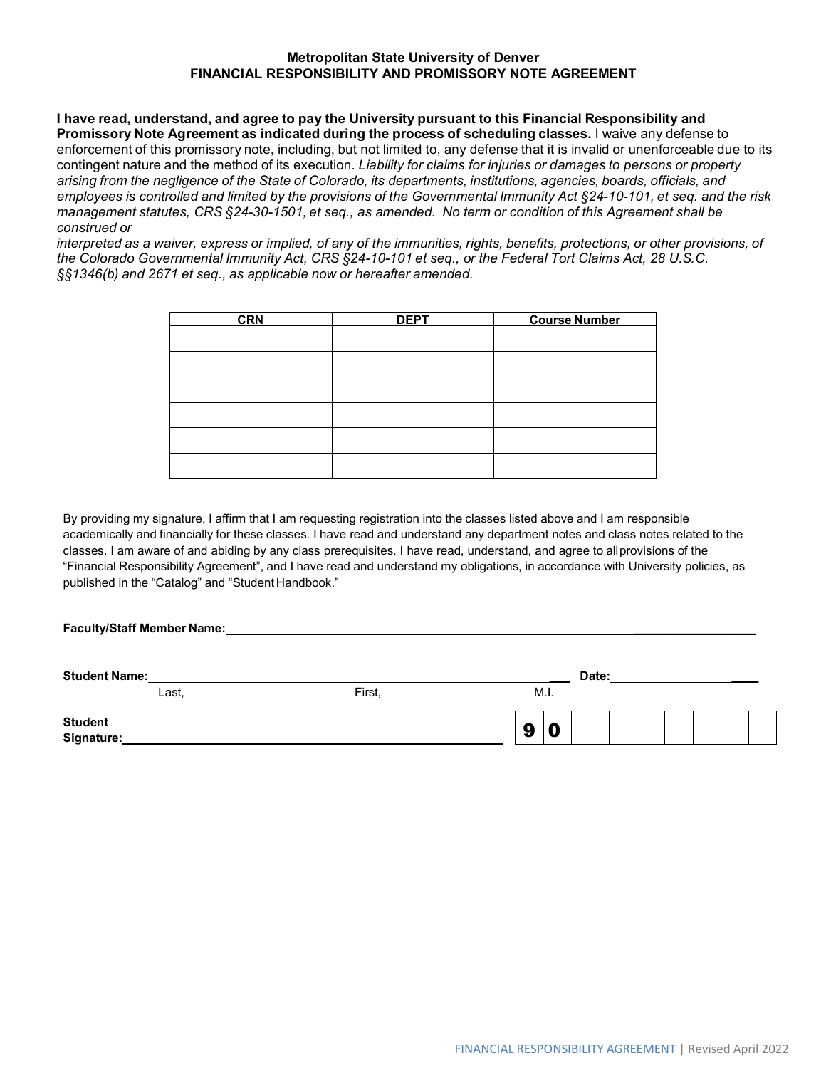**Metropolitan State University of Denver**
**FINANCIAL RESPONSIBILITY AND PROMISSORY NOTE AGREEMENT**

**I have read, understand, and agree to pay the University pursuant to this Financial Responsibility and Promissory Note Agreement as indicated during the process of scheduling classes.** I waive any defense to enforcement of this promissory note, including, but not limited to, any defense that it is invalid or unenforceable due to its contingent nature and the method of its execution. *Liability for claims for injuries or damages to persons or property arising from the negligence of the State of Colorado, its departments, institutions, agencies, boards, officials, and employees is controlled and limited by the provisions of the Governmental Immunity Act §24-10-101, et seq. and the risk management statutes, CRS §24-30-1501, et seq., as amended. No term or condition of this Agreement shall be construed or interpreted as a waiver, express or implied, of any of the immunities, rights, benefits, protections, or other provisions, of the Colorado Governmental Immunity Act, CRS §24-10-101 et seq., or the Federal Tort Claims Act, 28 U.S.C. §§1346(b) and 2671 et seq., as applicable now or hereafter amended.*

| CRN | DEPT | Course Number |
|---|---|---|
| | | |
| | | |
| | | |
| | | |
| | | |
| | | |

By providing my signature, I affirm that I am requesting registration into the classes listed above and I am responsible academically and financially for these classes. I have read and understand any department notes and class notes related to the classes. I am aware of and abiding by any class prerequisites. I have read, understand, and agree to all provisions of the "Financial Responsibility Agreement", and I have read and understand my obligations, in accordance with University policies, as published in the "Catalog" and "Student Handbook."

**Faculty/Staff Member Name:** ______________________________

**Student Name:** ______________________________ **Date:** ______________
Last, First, M.I.

**Student Signature:** ______________________________

| 9 | 0 | | | | | | | | |
|---|---|---|---|---|---|---|---|---|---|